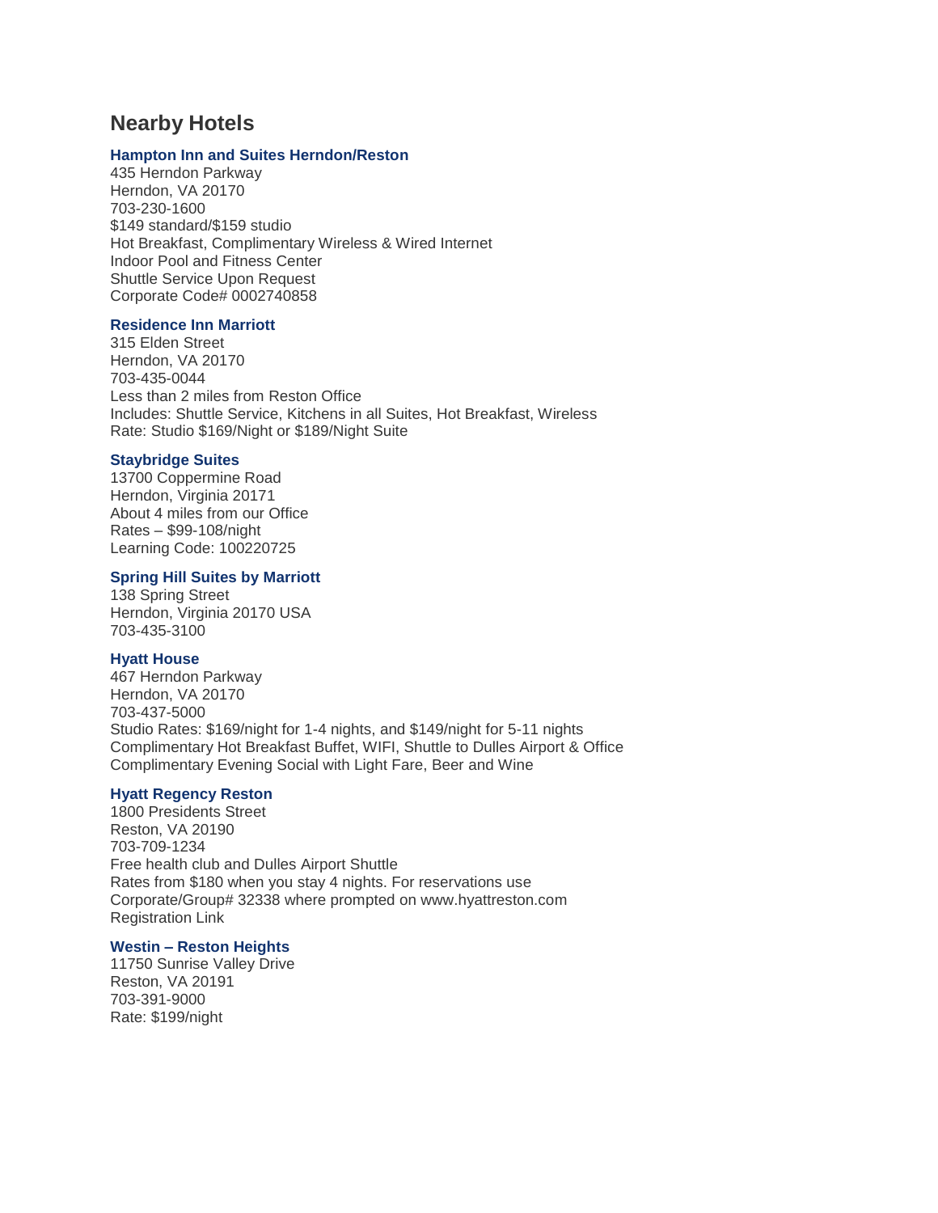## Nearby Hotels

### Hampton Inn and Suites Herndon/Reston

435 Herndon Parkway
Herndon, VA 20170
703-230-1600
$149 standard/$159 studio
Hot Breakfast, Complimentary Wireless & Wired Internet
Indoor Pool and Fitness Center
Shuttle Service Upon Request
Corporate Code# 0002740858

### Residence Inn Marriott

315 Elden Street
Herndon, VA 20170
703-435-0044
Less than 2 miles from Reston Office
Includes: Shuttle Service, Kitchens in all Suites, Hot Breakfast, Wireless
Rate: Studio $169/Night or $189/Night Suite

### Staybridge Suites

13700 Coppermine Road
Herndon, Virginia 20171
About 4 miles from our Office
Rates – $99-108/night
Learning Code: 100220725

### Spring Hill Suites by Marriott

138 Spring Street
Herndon, Virginia 20170 USA
703-435-3100

### Hyatt House

467 Herndon Parkway
Herndon, VA 20170
703-437-5000
Studio Rates: $169/night for 1-4 nights, and $149/night for 5-11 nights
Complimentary Hot Breakfast Buffet, WIFI, Shuttle to Dulles Airport & Office
Complimentary Evening Social with Light Fare, Beer and Wine

### Hyatt Regency Reston

1800 Presidents Street
Reston, VA 20190
703-709-1234
Free health club and Dulles Airport Shuttle
Rates from $180 when you stay 4 nights. For reservations use
Corporate/Group# 32338 where prompted on www.hyattreston.com
Registration Link

### Westin – Reston Heights

11750 Sunrise Valley Drive
Reston, VA 20191
703-391-9000
Rate: $199/night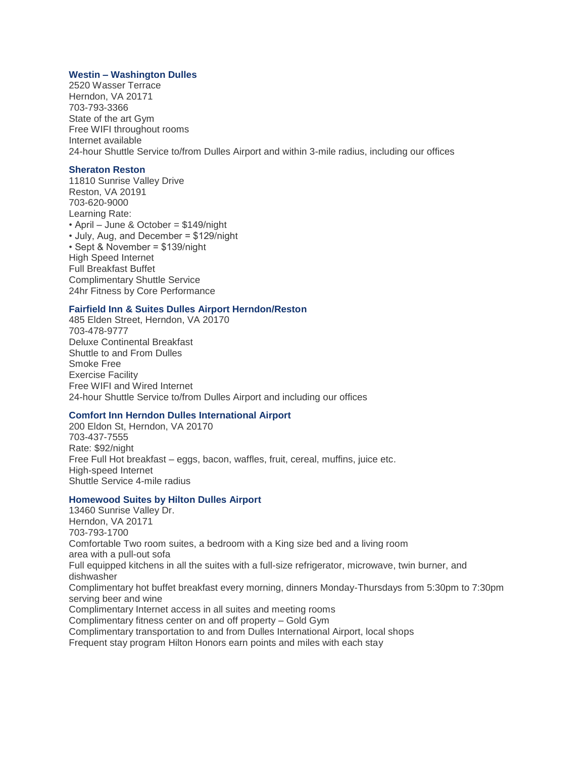### Westin – Washington Dulles

2520 Wasser Terrace
Herndon, VA 20171
703-793-3366
State of the art Gym
Free WIFI throughout rooms
Internet available
24-hour Shuttle Service to/from Dulles Airport and within 3-mile radius, including our offices

### Sheraton Reston

11810 Sunrise Valley Drive
Reston, VA 20191
703-620-9000
Learning Rate:

- April – June & October = $149/night
- July, Aug, and December = $129/night
- Sept & November = $139/night

High Speed Internet
Full Breakfast Buffet
Complimentary Shuttle Service
24hr Fitness by Core Performance

### Fairfield Inn & Suites Dulles Airport Herndon/Reston

485 Elden Street, Herndon, VA 20170
703-478-9777
Deluxe Continental Breakfast
Shuttle to and From Dulles
Smoke Free
Exercise Facility
Free WIFI and Wired Internet
24-hour Shuttle Service to/from Dulles Airport and including our offices

### Comfort Inn Herndon Dulles International Airport

200 Eldon St, Herndon, VA 20170
703-437-7555
Rate: $92/night
Free Full Hot breakfast – eggs, bacon, waffles, fruit, cereal, muffins, juice etc.
High-speed Internet
Shuttle Service 4-mile radius

### Homewood Suites by Hilton Dulles Airport

13460 Sunrise Valley Dr.
Herndon, VA 20171
703-793-1700
Comfortable Two room suites, a bedroom with a King size bed and a living room area with a pull-out sofa
Full equipped kitchens in all the suites with a full-size refrigerator, microwave, twin burner, and dishwasher
Complimentary hot buffet breakfast every morning, dinners Monday-Thursdays from 5:30pm to 7:30pm serving beer and wine
Complimentary Internet access in all suites and meeting rooms
Complimentary fitness center on and off property – Gold Gym
Complimentary transportation to and from Dulles International Airport, local shops
Frequent stay program Hilton Honors earn points and miles with each stay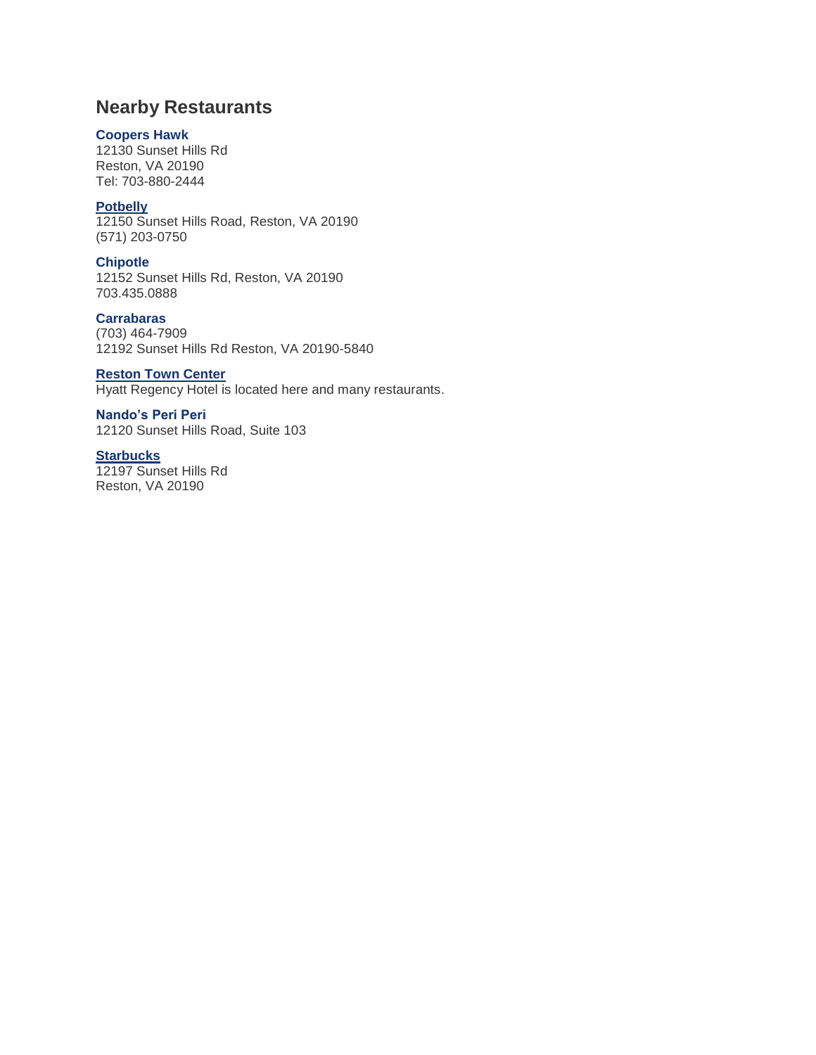## Nearby Restaurants

**Coopers Hawk**
12130 Sunset Hills Rd
Reston, VA 20190
Tel: 703-880-2444

**Potbelly**
12150 Sunset Hills Road, Reston, VA 20190
(571) 203-0750

**Chipotle**
12152 Sunset Hills Rd, Reston, VA 20190
703.435.0888

**Carrabaras**
(703) 464-7909
12192 Sunset Hills Rd Reston, VA 20190-5840

**Reston Town Center**
Hyatt Regency Hotel is located here and many restaurants.

**Nando's Peri Peri**
12120 Sunset Hills Road, Suite 103

**Starbucks**
12197 Sunset Hills Rd
Reston, VA 20190